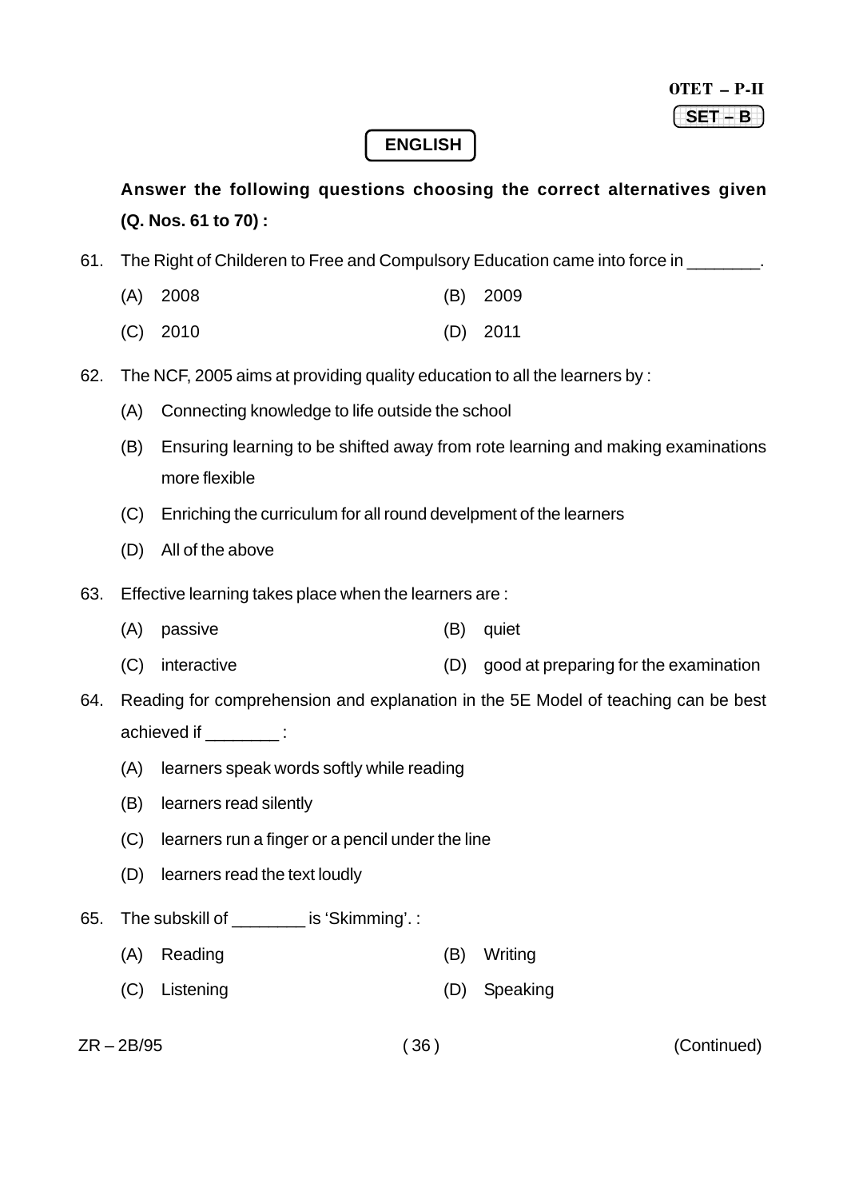OTET – P-II

SET – B

## ENGLISH

**Answer the following questions choosing the correct alternatives given (Q. Nos. 61 to 70) :**

61. The Right of Childeren to Free and Compulsory Education came into force in ________.

    (A) 2008 (B) 2009

    (C) 2010 (D) 2011

62. The NCF, 2005 aims at providing quality education to all the learners by :

    (A) Connecting knowledge to life outside the school

    (B) Ensuring learning to be shifted away from rote learning and making examinations more flexible

    (C) Enriching the curriculum for all round develpment of the learners

    (D) All of the above

63. Effective learning takes place when the learners are :

    (A) passive (B) quiet

    (C) interactive (D) good at preparing for the examination

64. Reading for comprehension and explanation in the 5E Model of teaching can be best achieved if ________ :

    (A) learners speak words softly while reading

    (B) learners read silently

    (C) learners run a finger or a pencil under the line

    (D) learners read the text loudly

65. The subskill of ________ is 'Skimming'. :

    (A) Reading (B) Writing

    (C) Listening (D) Speaking

ZR – 2B/95 (Continued)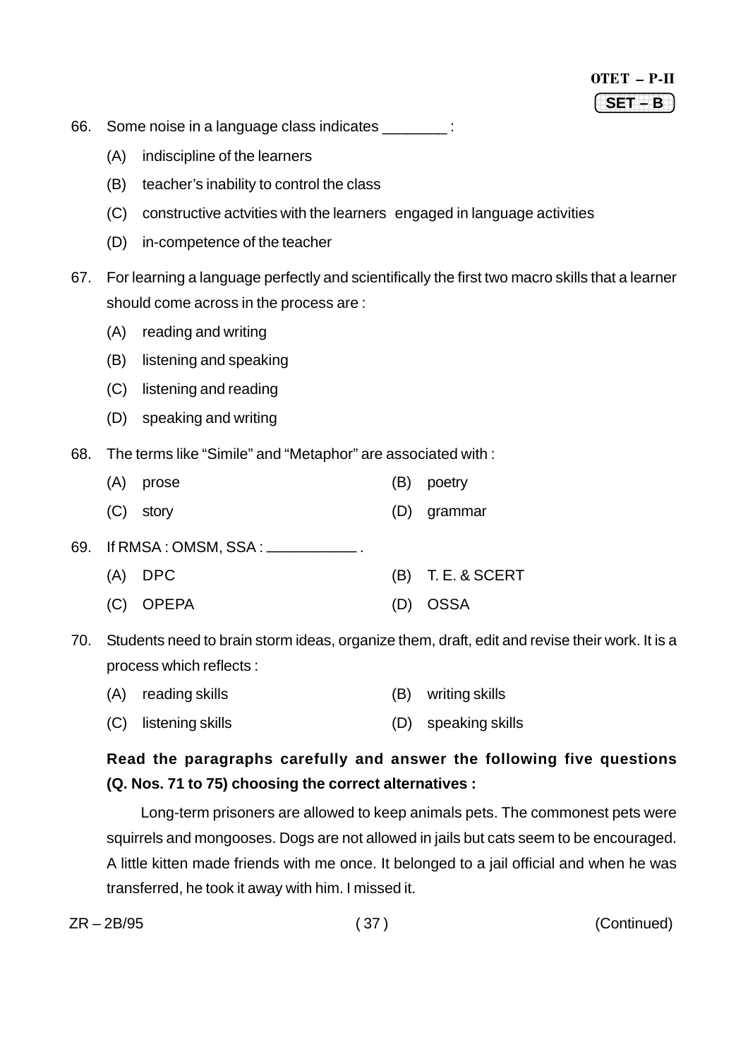66. Some noise in a language class indicates ________ :

    (A) indiscipline of the learners

    (B) teacher's inability to control the class

    (C) constructive actvities with the learners engaged in language activities

    (D) in-competence of the teacher

67. For learning a language perfectly and scientifically the first two macro skills that a learner should come across in the process are :

    (A) reading and writing

    (B) listening and speaking

    (C) listening and reading

    (D) speaking and writing

68. The terms like "Simile" and "Metaphor" are associated with :

    (A) prose
    (B) poetry
    (C) story
    (D) grammar

69. If RMSA : OMSM, SSA : ___________ .

    (A) DPC
    (B) T. E. & SCERT
    (C) OPEPA
    (D) OSSA

70. Students need to brain storm ideas, organize them, draft, edit and revise their work. It is a process which reflects :

    (A) reading skills
    (B) writing skills
    (C) listening skills
    (D) speaking skills

**Read the paragraphs carefully and answer the following five questions (Q. Nos. 71 to 75) choosing the correct alternatives :**

Long-term prisoners are allowed to keep animals pets. The commonest pets were squirrels and mongooses. Dogs are not allowed in jails but cats seem to be encouraged. A little kitten made friends with me once. It belonged to a jail official and when he was transferred, he took it away with him. I missed it.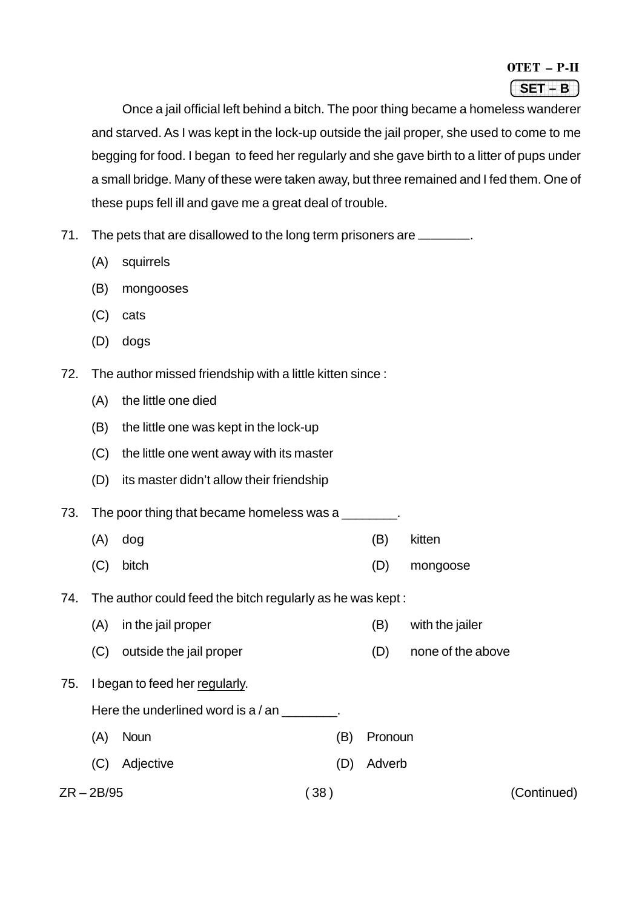Once a jail official left behind a bitch. The poor thing became a homeless wanderer and starved. As I was kept in the lock-up outside the jail proper, she used to come to me begging for food. I began to feed her regularly and she gave birth to a litter of pups under a small bridge. Many of these were taken away, but three remained and I fed them. One of these pups fell ill and gave me a great deal of trouble.

71. The pets that are disallowed to the long term prisoners are _______.

    (A) squirrels

    (B) mongooses

    (C) cats

    (D) dogs

72. The author missed friendship with a little kitten since :

    (A) the little one died

    (B) the little one was kept in the lock-up

    (C) the little one went away with its master

    (D) its master didn't allow their friendship

73. The poor thing that became homeless was a ________.

    (A) dog  (B) kitten

    (C) bitch  (D) mongoose

74. The author could feed the bitch regularly as he was kept :

    (A) in the jail proper  (B) with the jailer

    (C) outside the jail proper  (D) none of the above

75. I began to feed her <u>regularly</u>.

    Here the underlined word is a / an ________.

    (A) Noun  (B) Pronoun

    (C) Adjective  (D) Adverb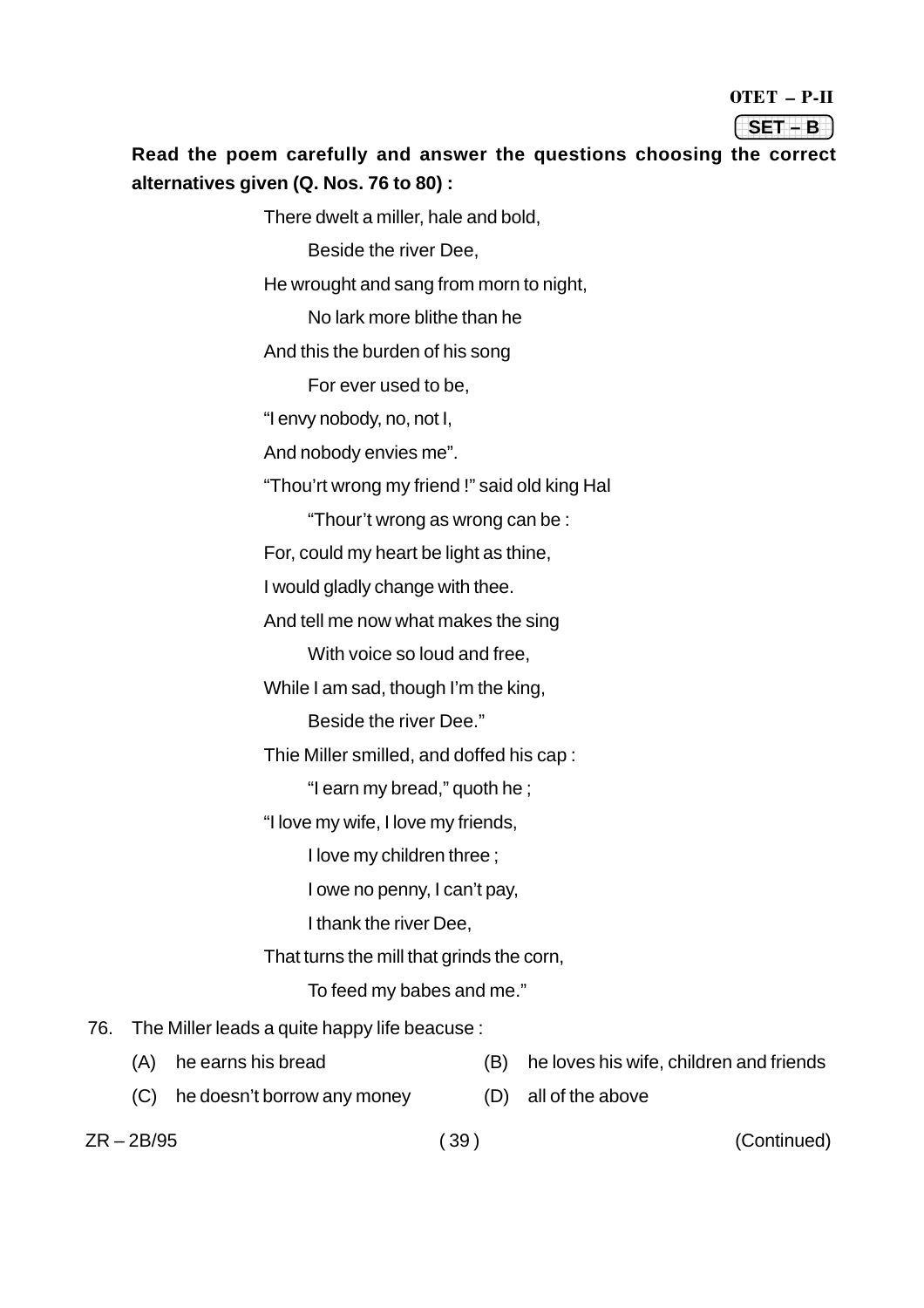**Read the poem carefully and answer the questions choosing the correct alternatives given (Q. Nos. 76 to 80) :**

> There dwelt a miller, hale and bold,
> Beside the river Dee,
> He wrought and sang from morn to night,
> No lark more blithe than he
> And this the burden of his song
> For ever used to be,
> "I envy nobody, no, not I,
> And nobody envies me".
> "Thou'rt wrong my friend !" said old king Hal
> "Thour't wrong as wrong can be :
> For, could my heart be light as thine,
> I would gladly change with thee.
> And tell me now what makes the sing
> With voice so loud and free,
> While I am sad, though I'm the king,
> Beside the river Dee."
> Thie Miller smilled, and doffed his cap :
> "I earn my bread," quoth he ;
> "I love my wife, I love my friends,
> I love my children three ;
> I owe no penny, I can't pay,
> I thank the river Dee,
> That turns the mill that grinds the corn,
> To feed my babes and me."

76. The Miller leads a quite happy life beacuse :

(A) he earns his bread

(B) he loves his wife, children and friends

(C) he doesn't borrow any money

(D) all of the above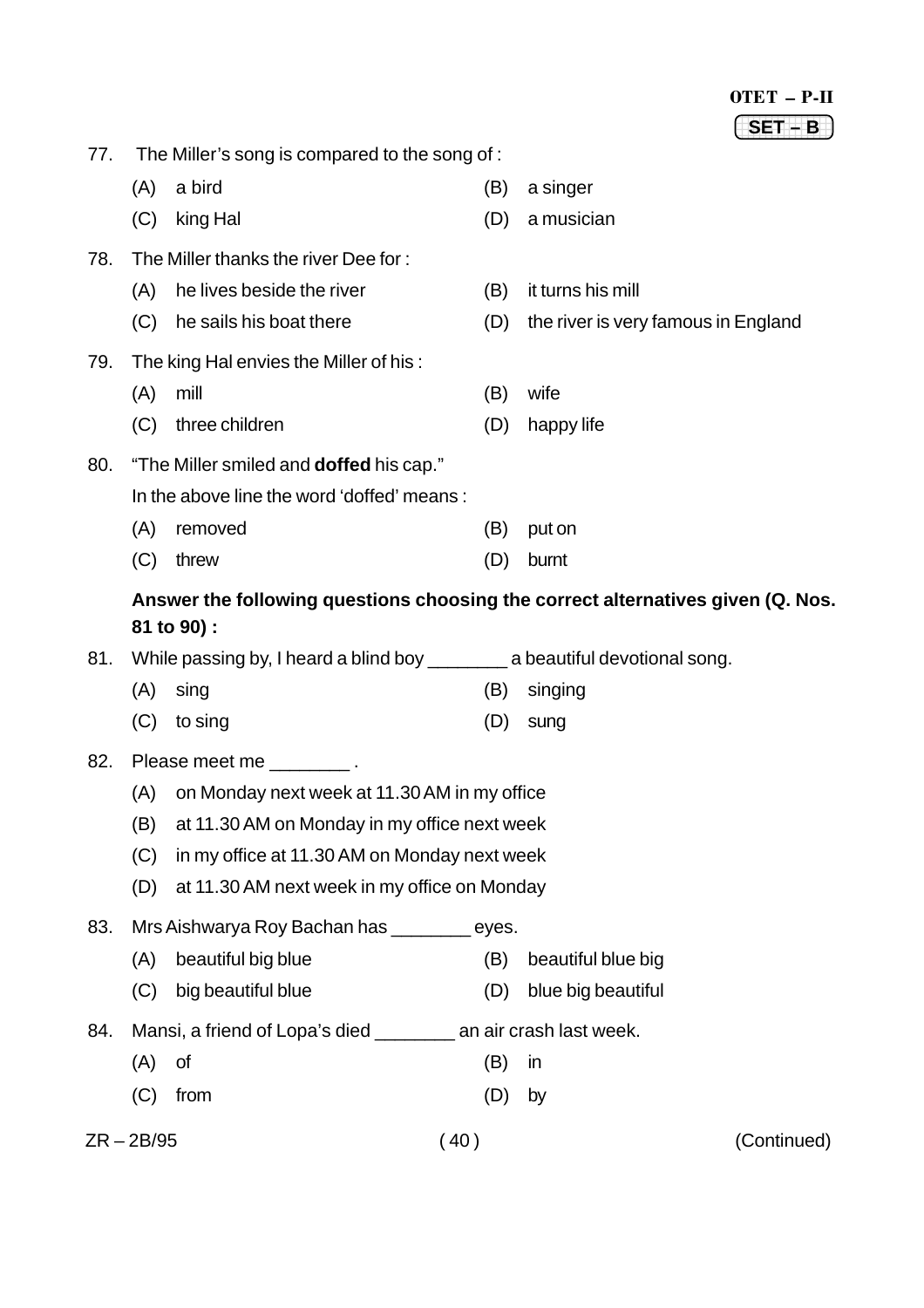77. The Miller's song is compared to the song of :

(A) a bird
(B) a singer
(C) king Hal
(D) a musician

78. The Miller thanks the river Dee for :

(A) he lives beside the river
(B) it turns his mill
(C) he sails his boat there
(D) the river is very famous in England

79. The king Hal envies the Miller of his :

(A) mill
(B) wife
(C) three children
(D) happy life

80. "The Miller smiled and **doffed** his cap."

In the above line the word 'doffed' means :

(A) removed
(B) put on
(C) threw
(D) burnt

**Answer the following questions choosing the correct alternatives given (Q. Nos. 81 to 90) :**

81. While passing by, I heard a blind boy ________ a beautiful devotional song.

(A) sing
(B) singing
(C) to sing
(D) sung

82. Please meet me ________ .

(A) on Monday next week at 11.30 AM in my office
(B) at 11.30 AM on Monday in my office next week
(C) in my office at 11.30 AM on Monday next week
(D) at 11.30 AM next week in my office on Monday

83. Mrs Aishwarya Roy Bachan has ________ eyes.

(A) beautiful big blue
(B) beautiful blue big
(C) big beautiful blue
(D) blue big beautiful

84. Mansi, a friend of Lopa's died ________ an air crash last week.

(A) of
(B) in
(C) from
(D) by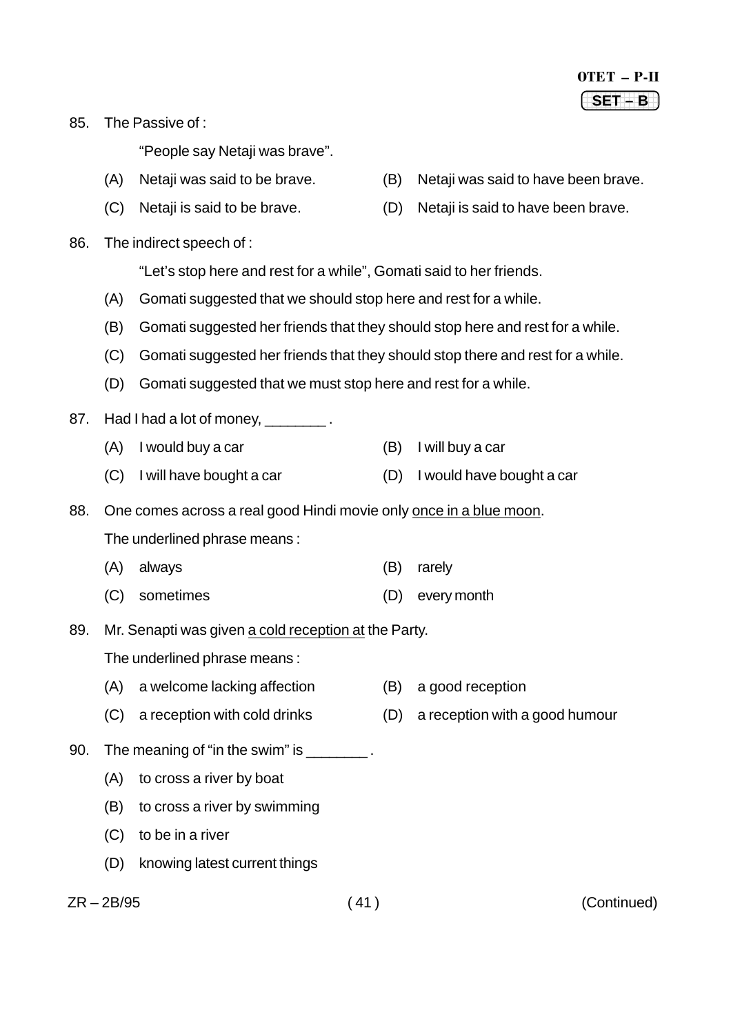85. The Passive of :

    "People say Netaji was brave".

    (A) Netaji was said to be brave.
    (B) Netaji was said to have been brave.
    (C) Netaji is said to be brave.
    (D) Netaji is said to have been brave.

86. The indirect speech of :

    "Let's stop here and rest for a while", Gomati said to her friends.

    (A) Gomati suggested that we should stop here and rest for a while.
    (B) Gomati suggested her friends that they should stop here and rest for a while.
    (C) Gomati suggested her friends that they should stop there and rest for a while.
    (D) Gomati suggested that we must stop here and rest for a while.

87. Had I had a lot of money, ________ .

    (A) I would buy a car
    (B) I will buy a car
    (C) I will have bought a car
    (D) I would have bought a car

88. One comes across a real good Hindi movie only <u>once in a blue moon</u>.

    The underlined phrase means :

    (A) always
    (B) rarely
    (C) sometimes
    (D) every month

89. Mr. Senapti was given <u>a cold reception at</u> the Party.

    The underlined phrase means :

    (A) a welcome lacking affection
    (B) a good reception
    (C) a reception with cold drinks
    (D) a reception with a good humour

90. The meaning of "in the swim" is ________ .

    (A) to cross a river by boat
    (B) to cross a river by swimming
    (C) to be in a river
    (D) knowing latest current things